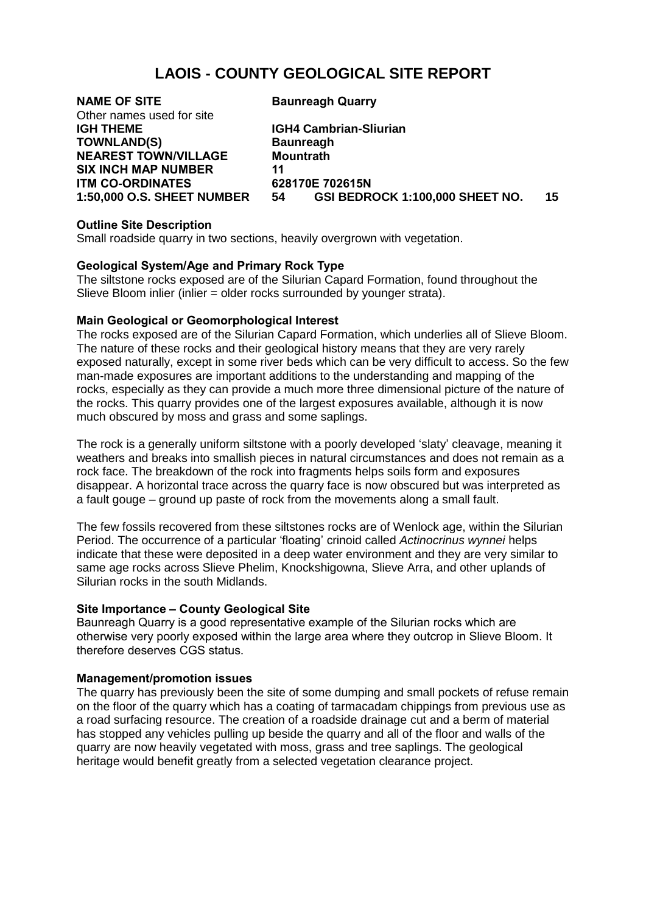# LAOIS - COUNTY GEOLOGICAL SITE REPORT

| | |
|---|---|
| **NAME OF SITE** | **Baunreagh Quarry** |
| Other names used for site | |
| **IGH THEME** | **IGH4 Cambrian-Sliurian** |
| **TOWNLAND(S)** | **Baunreagh** |
| **NEAREST TOWN/VILLAGE** | **Mountrath** |
| **SIX INCH MAP NUMBER** | **11** |
| **ITM CO-ORDINATES** | **628170E 702615N** |
| **1:50,000 O.S. SHEET NUMBER** | **54 GSI BEDROCK 1:100,000 SHEET NO. 15** |

**Outline Site Description**

Small roadside quarry in two sections, heavily overgrown with vegetation.

**Geological System/Age and Primary Rock Type**

The siltstone rocks exposed are of the Silurian Capard Formation, found throughout the Slieve Bloom inlier (inlier = older rocks surrounded by younger strata).

**Main Geological or Geomorphological Interest**

The rocks exposed are of the Silurian Capard Formation, which underlies all of Slieve Bloom. The nature of these rocks and their geological history means that they are very rarely exposed naturally, except in some river beds which can be very difficult to access. So the few man-made exposures are important additions to the understanding and mapping of the rocks, especially as they can provide a much more three dimensional picture of the nature of the rocks. This quarry provides one of the largest exposures available, although it is now much obscured by moss and grass and some saplings.

The rock is a generally uniform siltstone with a poorly developed 'slaty' cleavage, meaning it weathers and breaks into smallish pieces in natural circumstances and does not remain as a rock face. The breakdown of the rock into fragments helps soils form and exposures disappear. A horizontal trace across the quarry face is now obscured but was interpreted as a fault gouge – ground up paste of rock from the movements along a small fault.

The few fossils recovered from these siltstones rocks are of Wenlock age, within the Silurian Period. The occurrence of a particular 'floating' crinoid called *Actinocrinus wynnei* helps indicate that these were deposited in a deep water environment and they are very similar to same age rocks across Slieve Phelim, Knockshigowna, Slieve Arra, and other uplands of Silurian rocks in the south Midlands.

**Site Importance – County Geological Site**

Baunreagh Quarry is a good representative example of the Silurian rocks which are otherwise very poorly exposed within the large area where they outcrop in Slieve Bloom. It therefore deserves CGS status.

**Management/promotion issues**

The quarry has previously been the site of some dumping and small pockets of refuse remain on the floor of the quarry which has a coating of tarmacadam chippings from previous use as a road surfacing resource. The creation of a roadside drainage cut and a berm of material has stopped any vehicles pulling up beside the quarry and all of the floor and walls of the quarry are now heavily vegetated with moss, grass and tree saplings. The geological heritage would benefit greatly from a selected vegetation clearance project.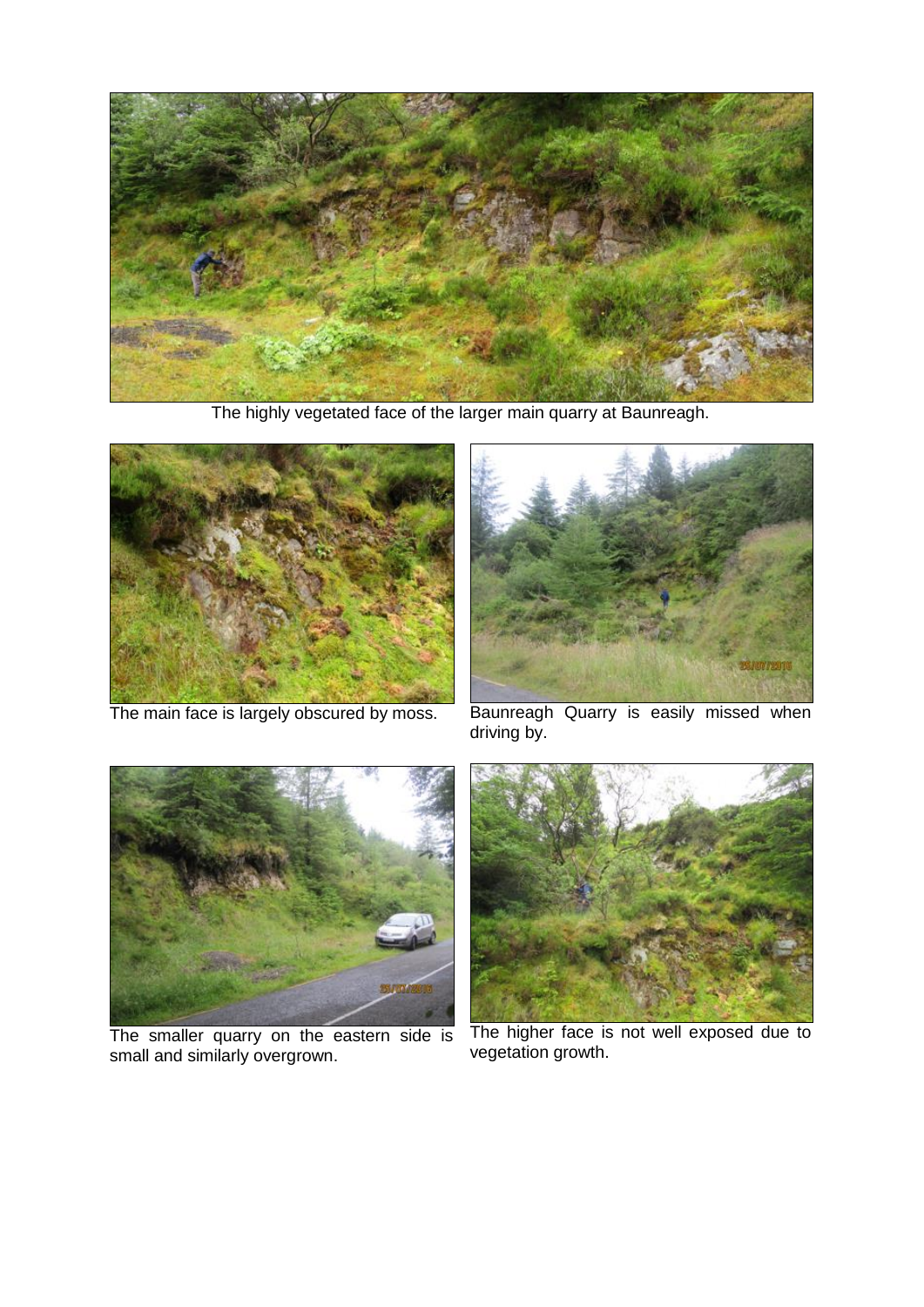The highly vegetated face of the larger main quarry at Baunreagh.

The main face is largely obscured by moss.

Baunreagh Quarry is easily missed when driving by.

The smaller quarry on the eastern side is small and similarly overgrown.

The higher face is not well exposed due to vegetation growth.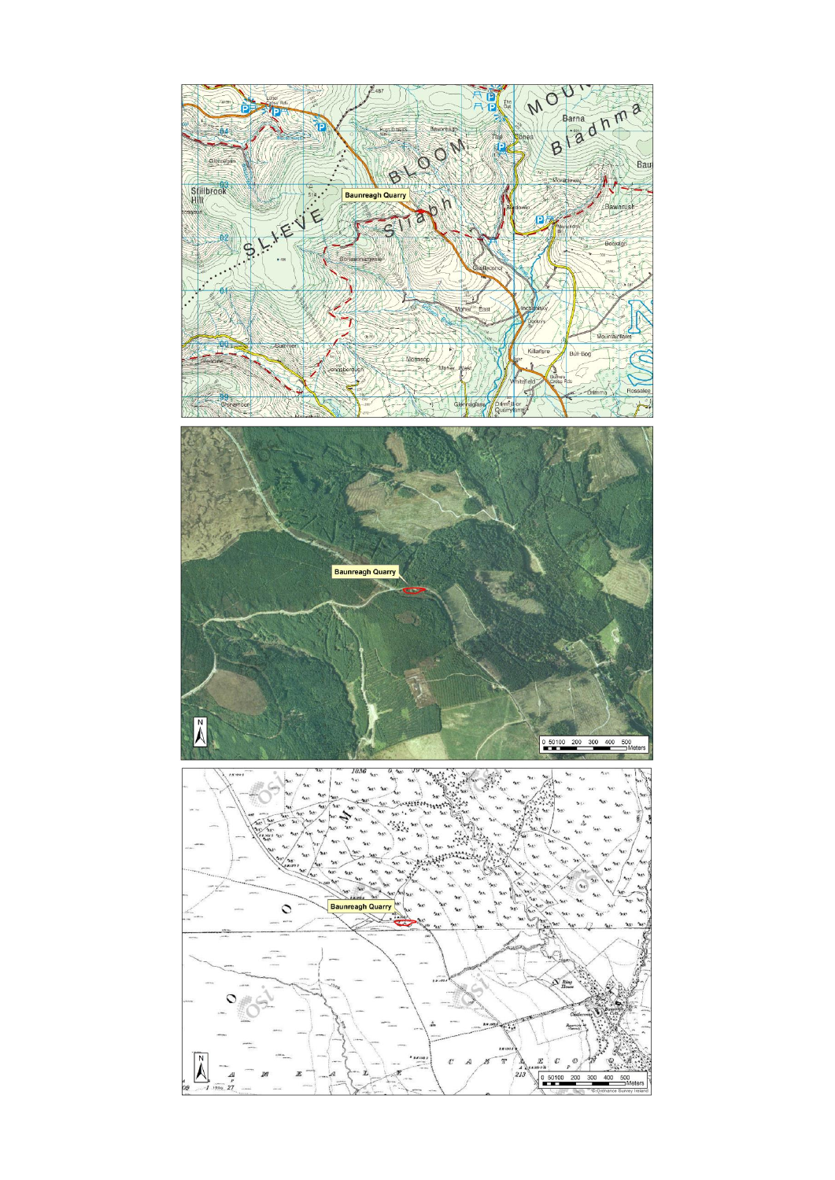Baunreagh Quarry

Baunreagh Quarry

N

0 50100 200 300 400 500 Meters

Baunreagh Quarry

N

0 50100 200 300 400 500 Meters

© Ordnance Survey Ireland